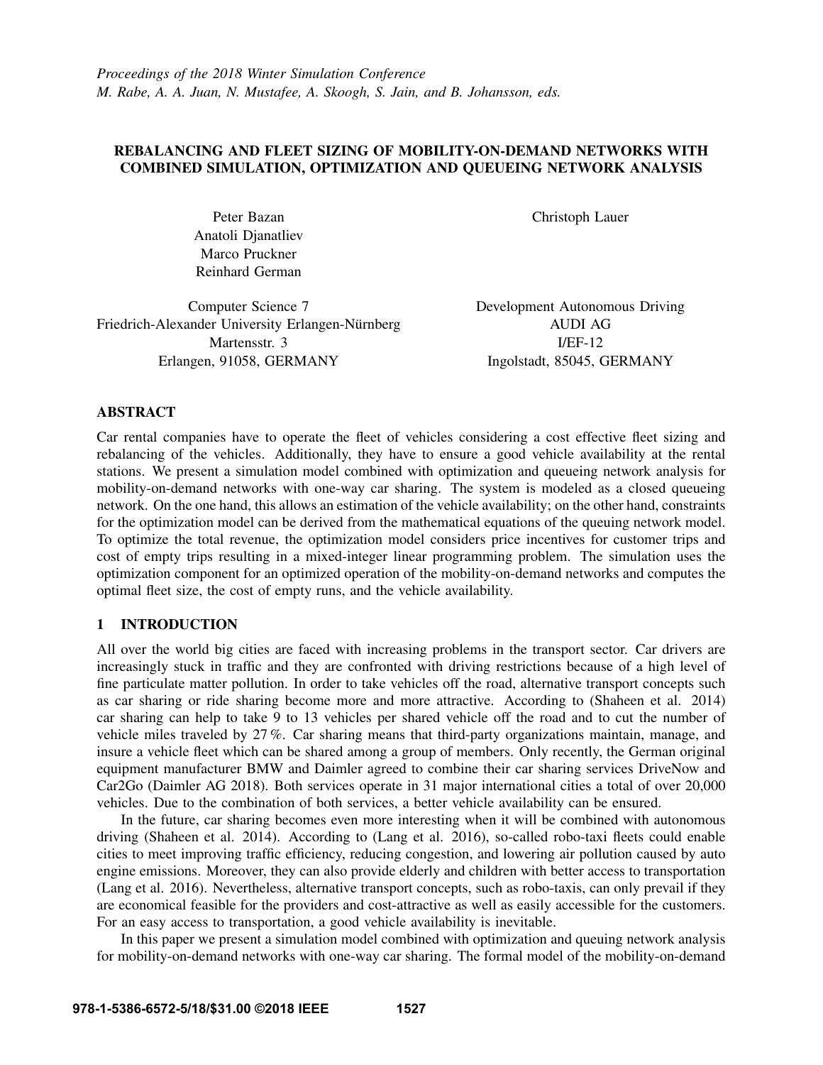*Proceedings of the 2018 Winter Simulation Conference*
*M. Rabe, A. A. Juan, N. Mustafee, A. Skoogh, S. Jain, and B. Johansson, eds.*

# REBALANCING AND FLEET SIZING OF MOBILITY-ON-DEMAND NETWORKS WITH COMBINED SIMULATION, OPTIMIZATION AND QUEUEING NETWORK ANALYSIS

Peter Bazan
Anatoli Djanatliev
Marco Pruckner
Reinhard German

Computer Science 7
Friedrich-Alexander University Erlangen-Nürnberg
Martensstr. 3
Erlangen, 91058, GERMANY

Christoph Lauer

Development Autonomous Driving
AUDI AG
I/EF-12
Ingolstadt, 85045, GERMANY

## ABSTRACT

Car rental companies have to operate the fleet of vehicles considering a cost effective fleet sizing and rebalancing of the vehicles. Additionally, they have to ensure a good vehicle availability at the rental stations. We present a simulation model combined with optimization and queueing network analysis for mobility-on-demand networks with one-way car sharing. The system is modeled as a closed queueing network. On the one hand, this allows an estimation of the vehicle availability; on the other hand, constraints for the optimization model can be derived from the mathematical equations of the queuing network model. To optimize the total revenue, the optimization model considers price incentives for customer trips and cost of empty trips resulting in a mixed-integer linear programming problem. The simulation uses the optimization component for an optimized operation of the mobility-on-demand networks and computes the optimal fleet size, the cost of empty runs, and the vehicle availability.

## 1 INTRODUCTION

All over the world big cities are faced with increasing problems in the transport sector. Car drivers are increasingly stuck in traffic and they are confronted with driving restrictions because of a high level of fine particulate matter pollution. In order to take vehicles off the road, alternative transport concepts such as car sharing or ride sharing become more and more attractive. According to (Shaheen et al. 2014) car sharing can help to take 9 to 13 vehicles per shared vehicle off the road and to cut the number of vehicle miles traveled by 27 %. Car sharing means that third-party organizations maintain, manage, and insure a vehicle fleet which can be shared among a group of members. Only recently, the German original equipment manufacturer BMW and Daimler agreed to combine their car sharing services DriveNow and Car2Go (Daimler AG 2018). Both services operate in 31 major international cities a total of over 20,000 vehicles. Due to the combination of both services, a better vehicle availability can be ensured.

In the future, car sharing becomes even more interesting when it will be combined with autonomous driving (Shaheen et al. 2014). According to (Lang et al. 2016), so-called robo-taxi fleets could enable cities to meet improving traffic efficiency, reducing congestion, and lowering air pollution caused by auto engine emissions. Moreover, they can also provide elderly and children with better access to transportation (Lang et al. 2016). Nevertheless, alternative transport concepts, such as robo-taxis, can only prevail if they are economical feasible for the providers and cost-attractive as well as easily accessible for the customers. For an easy access to transportation, a good vehicle availability is inevitable.

In this paper we present a simulation model combined with optimization and queuing network analysis for mobility-on-demand networks with one-way car sharing. The formal model of the mobility-on-demand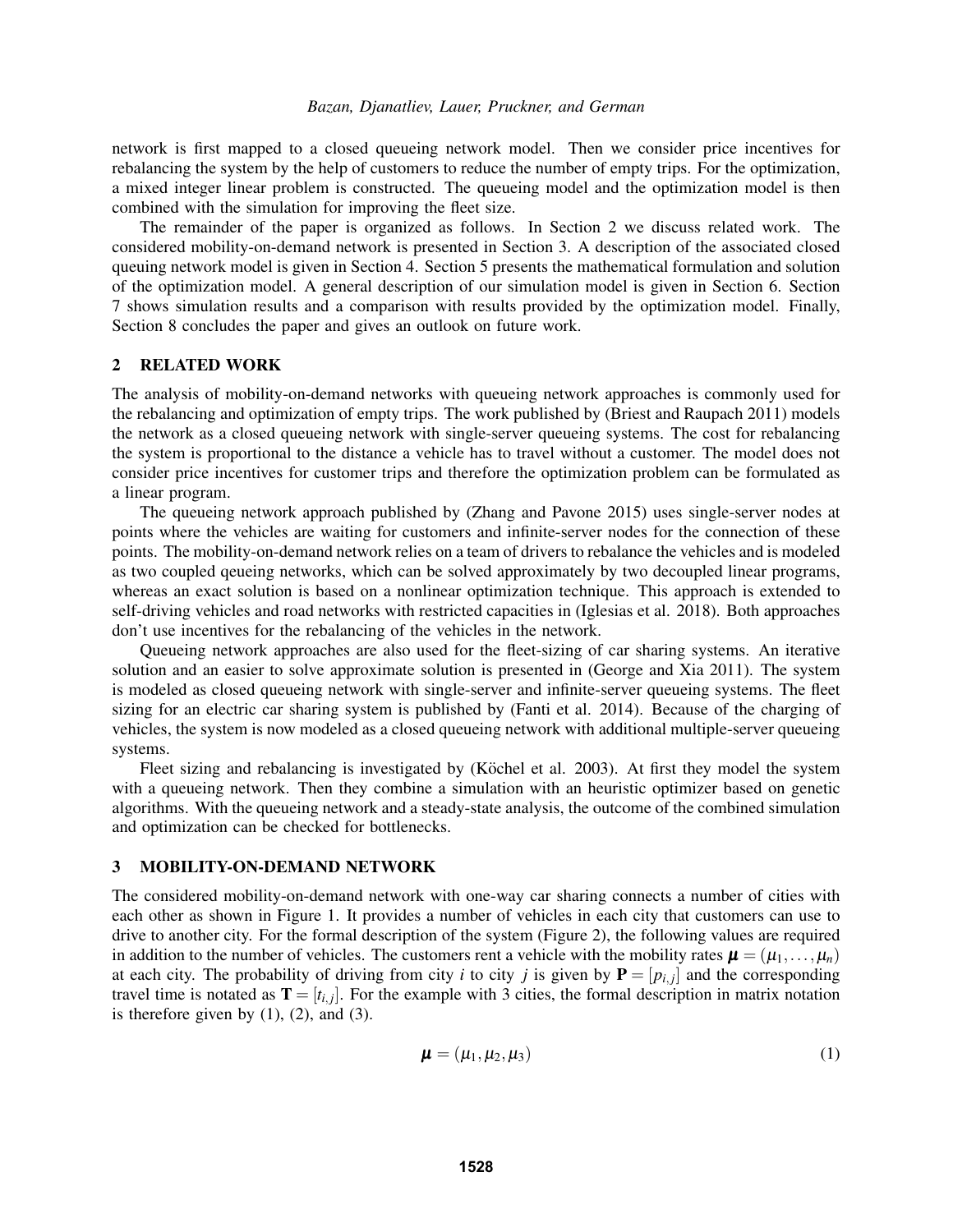network is first mapped to a closed queueing network model. Then we consider price incentives for rebalancing the system by the help of customers to reduce the number of empty trips. For the optimization, a mixed integer linear problem is constructed. The queueing model and the optimization model is then combined with the simulation for improving the fleet size.

The remainder of the paper is organized as follows. In Section 2 we discuss related work. The considered mobility-on-demand network is presented in Section 3. A description of the associated closed queuing network model is given in Section 4. Section 5 presents the mathematical formulation and solution of the optimization model. A general description of our simulation model is given in Section 6. Section 7 shows simulation results and a comparison with results provided by the optimization model. Finally, Section 8 concludes the paper and gives an outlook on future work.

## 2 RELATED WORK

The analysis of mobility-on-demand networks with queueing network approaches is commonly used for the rebalancing and optimization of empty trips. The work published by (Briest and Raupach 2011) models the network as a closed queueing network with single-server queueing systems. The cost for rebalancing the system is proportional to the distance a vehicle has to travel without a customer. The model does not consider price incentives for customer trips and therefore the optimization problem can be formulated as a linear program.

The queueing network approach published by (Zhang and Pavone 2015) uses single-server nodes at points where the vehicles are waiting for customers and infinite-server nodes for the connection of these points. The mobility-on-demand network relies on a team of drivers to rebalance the vehicles and is modeled as two coupled qeueing networks, which can be solved approximately by two decoupled linear programs, whereas an exact solution is based on a nonlinear optimization technique. This approach is extended to self-driving vehicles and road networks with restricted capacities in (Iglesias et al. 2018). Both approaches don't use incentives for the rebalancing of the vehicles in the network.

Queueing network approaches are also used for the fleet-sizing of car sharing systems. An iterative solution and an easier to solve approximate solution is presented in (George and Xia 2011). The system is modeled as closed queueing network with single-server and infinite-server queueing systems. The fleet sizing for an electric car sharing system is published by (Fanti et al. 2014). Because of the charging of vehicles, the system is now modeled as a closed queueing network with additional multiple-server queueing systems.

Fleet sizing and rebalancing is investigated by (Köchel et al. 2003). At first they model the system with a queueing network. Then they combine a simulation with an heuristic optimizer based on genetic algorithms. With the queueing network and a steady-state analysis, the outcome of the combined simulation and optimization can be checked for bottlenecks.

## 3 MOBILITY-ON-DEMAND NETWORK

The considered mobility-on-demand network with one-way car sharing connects a number of cities with each other as shown in Figure 1. It provides a number of vehicles in each city that customers can use to drive to another city. For the formal description of the system (Figure 2), the following values are required in addition to the number of vehicles. The customers rent a vehicle with the mobility rates $\boldsymbol{\mu} = (\mu_1, \ldots, \mu_n)$ at each city. The probability of driving from city $i$ to city $j$ is given by $\mathbf{P} = [p_{i,j}]$ and the corresponding travel time is notated as $\mathbf{T} = [t_{i,j}]$. For the example with 3 cities, the formal description in matrix notation is therefore given by (1), (2), and (3).

$$\boldsymbol{\mu} = (\mu_1, \mu_2, \mu_3) \tag{1}$$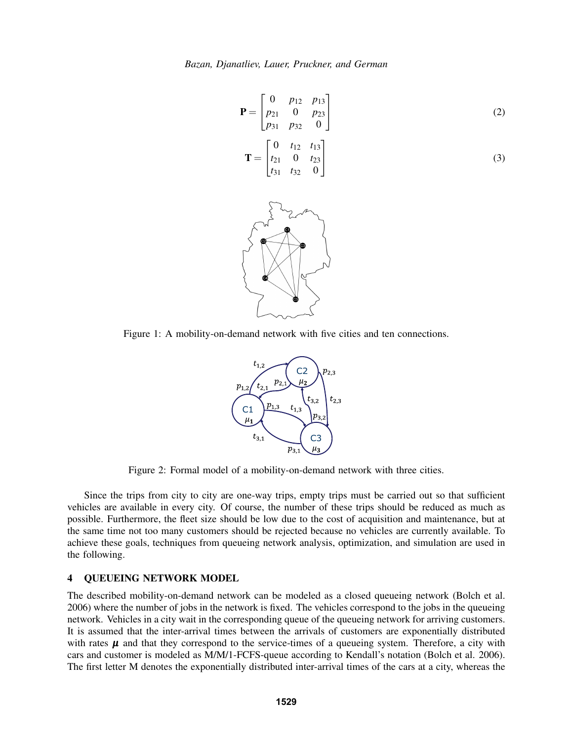$$\mathbf{P} = \begin{bmatrix} 0 & p_{12} & p_{13} \\ p_{21} & 0 & p_{23} \\ p_{31} & p_{32} & 0 \end{bmatrix} \tag{2}$$

$$\mathbf{T} = \begin{bmatrix} 0 & t_{12} & t_{13} \\ t_{21} & 0 & t_{23} \\ t_{31} & t_{32} & 0 \end{bmatrix} \tag{3}$$

Figure 1: A mobility-on-demand network with five cities and ten connections.

Figure 2: Formal model of a mobility-on-demand network with three cities.

Since the trips from city to city are one-way trips, empty trips must be carried out so that sufficient vehicles are available in every city. Of course, the number of these trips should be reduced as much as possible. Furthermore, the fleet size should be low due to the cost of acquisition and maintenance, but at the same time not too many customers should be rejected because no vehicles are currently available. To achieve these goals, techniques from queueing network analysis, optimization, and simulation are used in the following.

## 4 QUEUEING NETWORK MODEL

The described mobility-on-demand network can be modeled as a closed queueing network (Bolch et al. 2006) where the number of jobs in the network is fixed. The vehicles correspond to the jobs in the queueing network. Vehicles in a city wait in the corresponding queue of the queueing network for arriving customers. It is assumed that the inter-arrival times between the arrivals of customers are exponentially distributed with rates $\boldsymbol{\mu}$ and that they correspond to the service-times of a queueing system. Therefore, a city with cars and customer is modeled as M/M/1-FCFS-queue according to Kendall's notation (Bolch et al. 2006). The first letter M denotes the exponentially distributed inter-arrival times of the cars at a city, whereas the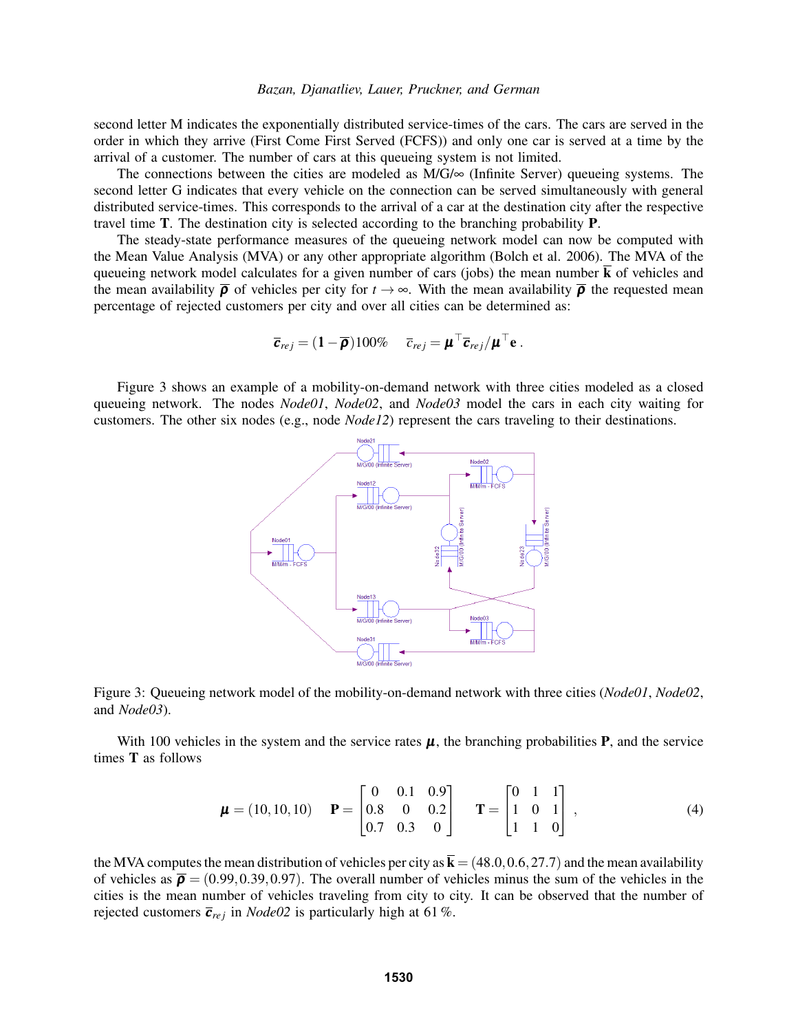second letter M indicates the exponentially distributed service-times of the cars. The cars are served in the order in which they arrive (First Come First Served (FCFS)) and only one car is served at a time by the arrival of a customer. The number of cars at this queueing system is not limited.

The connections between the cities are modeled as M/G/∞ (Infinite Server) queueing systems. The second letter G indicates that every vehicle on the connection can be served simultaneously with general distributed service-times. This corresponds to the arrival of a car at the destination city after the respective travel time $\mathbf{T}$. The destination city is selected according to the branching probability $\mathbf{P}$.

The steady-state performance measures of the queueing network model can now be computed with the Mean Value Analysis (MVA) or any other appropriate algorithm (Bolch et al. 2006). The MVA of the queueing network model calculates for a given number of cars (jobs) the mean number $\overline{\mathbf{k}}$ of vehicles and the mean availability $\overline{\boldsymbol{\rho}}$ of vehicles per city for $t \to \infty$. With the mean availability $\overline{\boldsymbol{\rho}}$ the requested mean percentage of rejected customers per city and over all cities can be determined as:

$$\overline{\mathbf{c}}_{rej} = (\mathbf{1} - \overline{\boldsymbol{\rho}})100\% \qquad \overline{c}_{rej} = \boldsymbol{\mu}^\top \overline{\mathbf{c}}_{rej} / \boldsymbol{\mu}^\top \mathbf{e}\,.$$

Figure 3 shows an example of a mobility-on-demand network with three cities modeled as a closed queueing network. The nodes *Node01*, *Node02*, and *Node03* model the cars in each city waiting for customers. The other six nodes (e.g., node *Node12*) represent the cars traveling to their destinations.

Figure 3: Queueing network model of the mobility-on-demand network with three cities (*Node01*, *Node02*, and *Node03*).

With 100 vehicles in the system and the service rates $\boldsymbol{\mu}$, the branching probabilities $\mathbf{P}$, and the service times $\mathbf{T}$ as follows

$$\boldsymbol{\mu} = (10, 10, 10) \qquad \mathbf{P} = \begin{bmatrix} 0 & 0.1 & 0.9 \\ 0.8 & 0 & 0.2 \\ 0.7 & 0.3 & 0 \end{bmatrix} \qquad \mathbf{T} = \begin{bmatrix} 0 & 1 & 1 \\ 1 & 0 & 1 \\ 1 & 1 & 0 \end{bmatrix}, \tag{4}$$

the MVA computes the mean distribution of vehicles per city as $\overline{\mathbf{k}} = (48.0, 0.6, 27.7)$ and the mean availability of vehicles as $\overline{\boldsymbol{\rho}} = (0.99, 0.39, 0.97)$. The overall number of vehicles minus the sum of the vehicles in the cities is the mean number of vehicles traveling from city to city. It can be observed that the number of rejected customers $\overline{\mathbf{c}}_{rej}$ in *Node02* is particularly high at 61 %.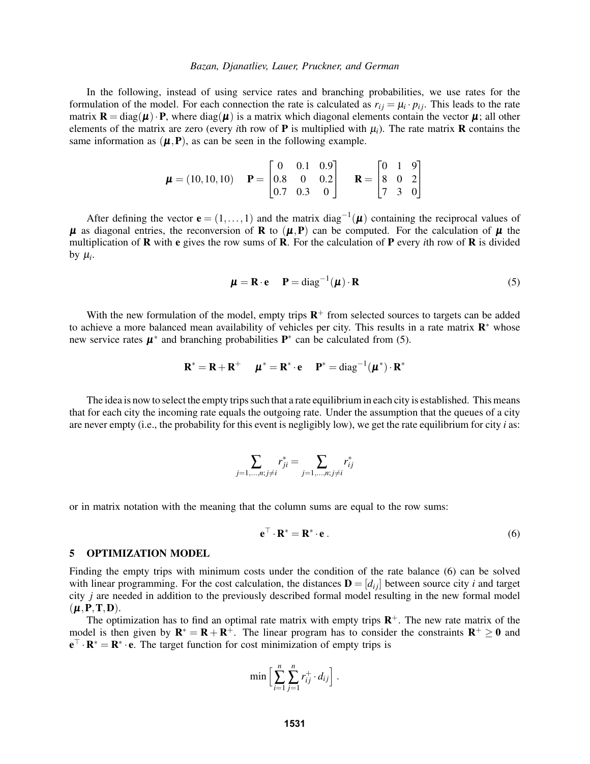In the following, instead of using service rates and branching probabilities, we use rates for the formulation of the model. For each connection the rate is calculated as $r_{ij} = \mu_i \cdot p_{ij}$. This leads to the rate matrix $\mathbf{R} = \text{diag}(\boldsymbol{\mu}) \cdot \mathbf{P}$, where $\text{diag}(\boldsymbol{\mu})$ is a matrix which diagonal elements contain the vector $\boldsymbol{\mu}$; all other elements of the matrix are zero (every $i$th row of $\mathbf{P}$ is multiplied with $\mu_i$). The rate matrix $\mathbf{R}$ contains the same information as $(\boldsymbol{\mu}, \mathbf{P})$, as can be seen in the following example.

$$\boldsymbol{\mu} = (10, 10, 10) \quad \mathbf{P} = \begin{bmatrix} 0 & 0.1 & 0.9 \\ 0.8 & 0 & 0.2 \\ 0.7 & 0.3 & 0 \end{bmatrix} \quad \mathbf{R} = \begin{bmatrix} 0 & 1 & 9 \\ 8 & 0 & 2 \\ 7 & 3 & 0 \end{bmatrix}$$

After defining the vector $\mathbf{e} = (1, \ldots, 1)$ and the matrix $\text{diag}^{-1}(\boldsymbol{\mu})$ containing the reciprocal values of $\boldsymbol{\mu}$ as diagonal entries, the reconversion of $\mathbf{R}$ to $(\boldsymbol{\mu}, \mathbf{P})$ can be computed. For the calculation of $\boldsymbol{\mu}$ the multiplication of $\mathbf{R}$ with $\mathbf{e}$ gives the row sums of $\mathbf{R}$. For the calculation of $\mathbf{P}$ every $i$th row of $\mathbf{R}$ is divided by $\mu_i$.

$$\boldsymbol{\mu} = \mathbf{R} \cdot \mathbf{e} \quad \mathbf{P} = \text{diag}^{-1}(\boldsymbol{\mu}) \cdot \mathbf{R} \tag{5}$$

With the new formulation of the model, empty trips $\mathbf{R}^+$ from selected sources to targets can be added to achieve a more balanced mean availability of vehicles per city. This results in a rate matrix $\mathbf{R}^*$ whose new service rates $\boldsymbol{\mu}^*$ and branching probabilities $\mathbf{P}^*$ can be calculated from (5).

$$\mathbf{R}^* = \mathbf{R} + \mathbf{R}^+ \quad \boldsymbol{\mu}^* = \mathbf{R}^* \cdot \mathbf{e} \quad \mathbf{P}^* = \text{diag}^{-1}(\boldsymbol{\mu}^*) \cdot \mathbf{R}^*$$

The idea is now to select the empty trips such that a rate equilibrium in each city is established. This means that for each city the incoming rate equals the outgoing rate. Under the assumption that the queues of a city are never empty (i.e., the probability for this event is negligibly low), we get the rate equilibrium for city $i$ as:

$$\sum_{j=1,\ldots,n;j\neq i} r^*_{ji} = \sum_{j=1,\ldots,n;j\neq i} r^*_{ij}$$

or in matrix notation with the meaning that the column sums are equal to the row sums:

$$\mathbf{e}^\top \cdot \mathbf{R}^* = \mathbf{R}^* \cdot \mathbf{e} \, . \tag{6}$$

## 5 OPTIMIZATION MODEL

Finding the empty trips with minimum costs under the condition of the rate balance (6) can be solved with linear programming. For the cost calculation, the distances $\mathbf{D} = [d_{ij}]$ between source city $i$ and target city $j$ are needed in addition to the previously described formal model resulting in the new formal model $(\boldsymbol{\mu}, \mathbf{P}, \mathbf{T}, \mathbf{D})$.

The optimization has to find an optimal rate matrix with empty trips $\mathbf{R}^+$. The new rate matrix of the model is then given by $\mathbf{R}^* = \mathbf{R} + \mathbf{R}^+$. The linear program has to consider the constraints $\mathbf{R}^+ \geq \mathbf{0}$ and $\mathbf{e}^\top \cdot \mathbf{R}^* = \mathbf{R}^* \cdot \mathbf{e}$. The target function for cost minimization of empty trips is

$$\min \Big[ \sum_{i=1}^{n} \sum_{j=1}^{n} r^+_{ij} \cdot d_{ij} \Big] \, .$$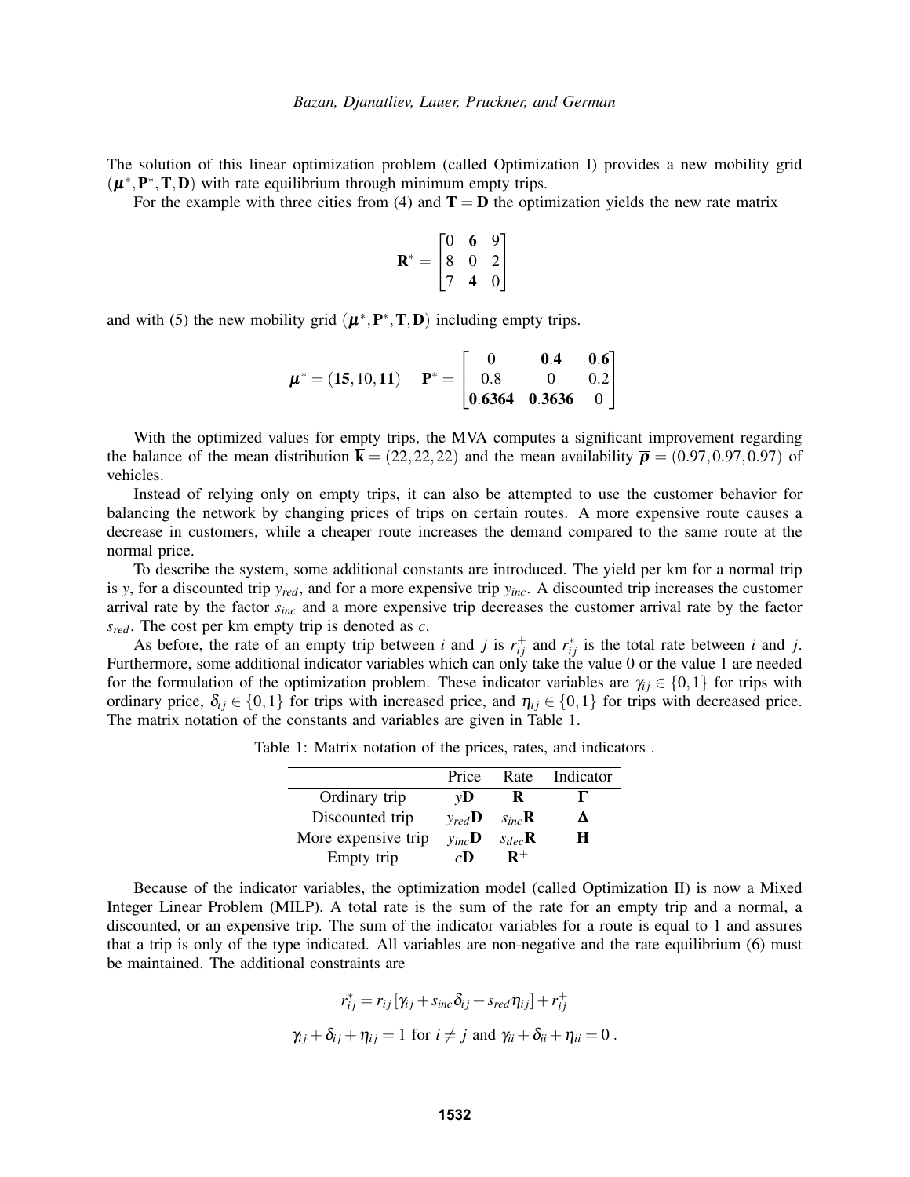The solution of this linear optimization problem (called Optimization I) provides a new mobility grid $(\boldsymbol{\mu}^*, \mathbf{P}^*, \mathbf{T}, \mathbf{D})$ with rate equilibrium through minimum empty trips.

For the example with three cities from (4) and $\mathbf{T} = \mathbf{D}$ the optimization yields the new rate matrix

$$\mathbf{R}^* = \begin{bmatrix} 0 & \mathbf{6} & 9 \\ 8 & 0 & 2 \\ 7 & \mathbf{4} & 0 \end{bmatrix}$$

and with (5) the new mobility grid $(\boldsymbol{\mu}^*, \mathbf{P}^*, \mathbf{T}, \mathbf{D})$ including empty trips.

$$\boldsymbol{\mu}^* = (\mathbf{15}, 10, \mathbf{11}) \quad \mathbf{P}^* = \begin{bmatrix} 0 & \mathbf{0.4} & \mathbf{0.6} \\ 0.8 & 0 & 0.2 \\ \mathbf{0.6364} & \mathbf{0.3636} & 0 \end{bmatrix}$$

With the optimized values for empty trips, the MVA computes a significant improvement regarding the balance of the mean distribution $\overline{\mathbf{k}} = (22, 22, 22)$ and the mean availability $\overline{\boldsymbol{\rho}} = (0.97, 0.97, 0.97)$ of vehicles.

Instead of relying only on empty trips, it can also be attempted to use the customer behavior for balancing the network by changing prices of trips on certain routes. A more expensive route causes a decrease in customers, while a cheaper route increases the demand compared to the same route at the normal price.

To describe the system, some additional constants are introduced. The yield per km for a normal trip is $y$, for a discounted trip $y_{red}$, and for a more expensive trip $y_{inc}$. A discounted trip increases the customer arrival rate by the factor $s_{inc}$ and a more expensive trip decreases the customer arrival rate by the factor $s_{red}$. The cost per km empty trip is denoted as $c$.

As before, the rate of an empty trip between $i$ and $j$ is $r^+_{ij}$ and $r^*_{ij}$ is the total rate between $i$ and $j$. Furthermore, some additional indicator variables which can only take the value 0 or the value 1 are needed for the formulation of the optimization problem. These indicator variables are $\gamma_{ij} \in \{0, 1\}$ for trips with ordinary price, $\delta_{ij} \in \{0, 1\}$ for trips with increased price, and $\eta_{ij} \in \{0, 1\}$ for trips with decreased price. The matrix notation of the constants and variables are given in Table 1.

Table 1: Matrix notation of the prices, rates, and indicators .

| | Price | Rate | Indicator |
|---|---|---|---|
| Ordinary trip | $y\mathbf{D}$ | $\mathbf{R}$ | $\boldsymbol{\Gamma}$ |
| Discounted trip | $y_{red}\mathbf{D}$ | $s_{inc}\mathbf{R}$ | $\boldsymbol{\Delta}$ |
| More expensive trip | $y_{inc}\mathbf{D}$ | $s_{dec}\mathbf{R}$ | $\mathbf{H}$ |
| Empty trip | $c\mathbf{D}$ | $\mathbf{R}^+$ | |

Because of the indicator variables, the optimization model (called Optimization II) is now a Mixed Integer Linear Problem (MILP). A total rate is the sum of the rate for an empty trip and a normal, a discounted, or an expensive trip. The sum of the indicator variables for a route is equal to 1 and assures that a trip is only of the type indicated. All variables are non-negative and the rate equilibrium (6) must be maintained. The additional constraints are

$$r^*_{ij} = r_{ij}\left[\gamma_{ij} + s_{inc}\delta_{ij} + s_{red}\eta_{ij}\right] + r^+_{ij}$$

$$\gamma_{ij} + \delta_{ij} + \eta_{ij} = 1 \text{ for } i \neq j \text{ and } \gamma_{ii} + \delta_{ii} + \eta_{ii} = 0 \, .$$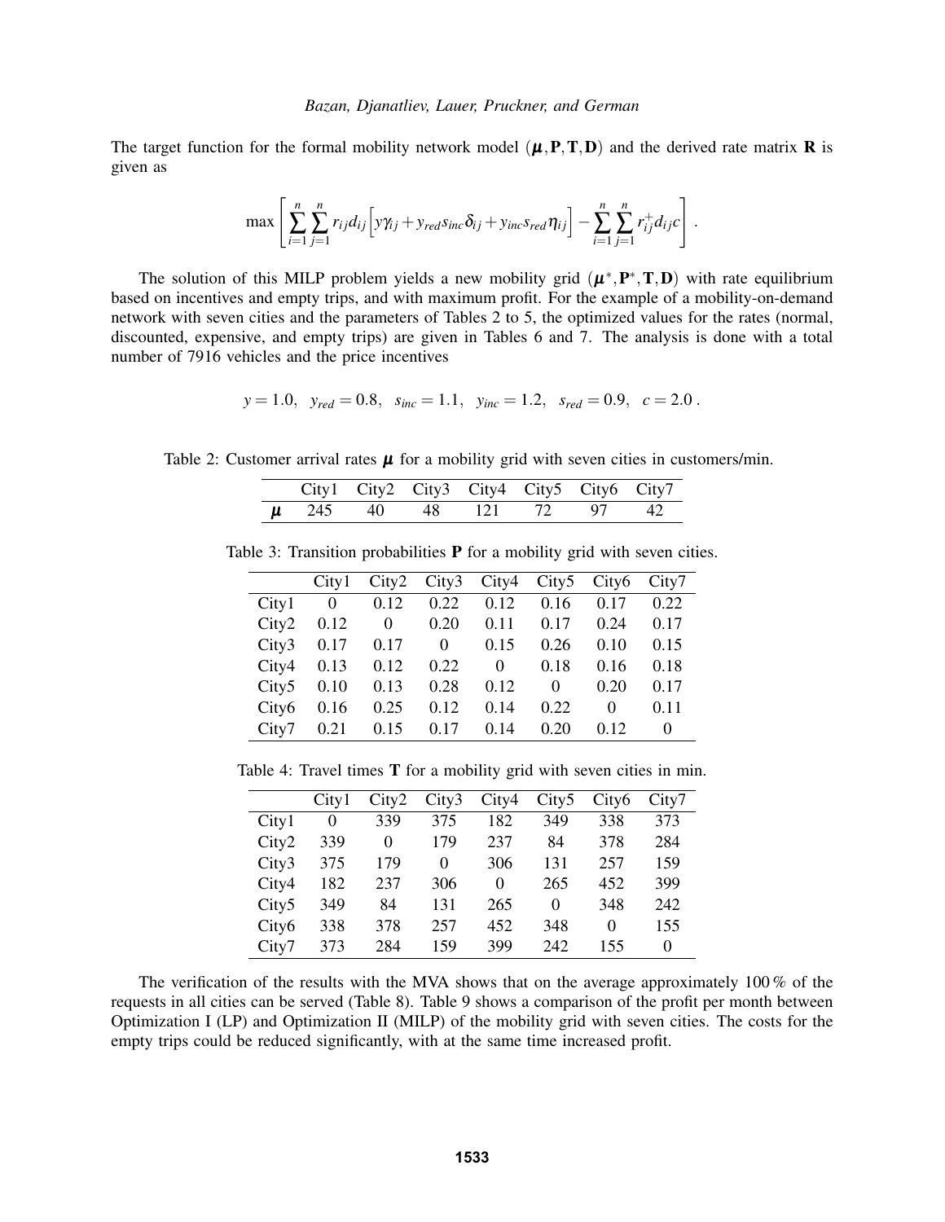The target function for the formal mobility network model $(\boldsymbol{\mu}, \mathbf{P}, \mathbf{T}, \mathbf{D})$ and the derived rate matrix $\mathbf{R}$ is given as

$$\max \left[ \sum_{i=1}^{n} \sum_{j=1}^{n} r_{ij} d_{ij} \Big[ y \gamma_{ij} + y_{red} s_{inc} \delta_{ij} + y_{inc} s_{red} \eta_{ij} \Big] - \sum_{i=1}^{n} \sum_{j=1}^{n} r_{ij}^{+} d_{ij} c \right] .$$

The solution of this MILP problem yields a new mobility grid $(\boldsymbol{\mu}^*, \mathbf{P}^*, \mathbf{T}, \mathbf{D})$ with rate equilibrium based on incentives and empty trips, and with maximum profit. For the example of a mobility-on-demand network with seven cities and the parameters of Tables 2 to 5, the optimized values for the rates (normal, discounted, expensive, and empty trips) are given in Tables 6 and 7. The analysis is done with a total number of 7916 vehicles and the price incentives

$$y = 1.0, \quad y_{red} = 0.8, \quad s_{inc} = 1.1, \quad y_{inc} = 1.2, \quad s_{red} = 0.9, \quad c = 2.0 \, .$$

Table 2: Customer arrival rates $\boldsymbol{\mu}$ for a mobility grid with seven cities in customers/min.

| | City1 | City2 | City3 | City4 | City5 | City6 | City7 |
|---|---|---|---|---|---|---|---|
| $\boldsymbol{\mu}$ | 245 | 40 | 48 | 121 | 72 | 97 | 42 |

Table 3: Transition probabilities $\mathbf{P}$ for a mobility grid with seven cities.

| | City1 | City2 | City3 | City4 | City5 | City6 | City7 |
|---|---|---|---|---|---|---|---|
| City1 | 0 | 0.12 | 0.22 | 0.12 | 0.16 | 0.17 | 0.22 |
| City2 | 0.12 | 0 | 0.20 | 0.11 | 0.17 | 0.24 | 0.17 |
| City3 | 0.17 | 0.17 | 0 | 0.15 | 0.26 | 0.10 | 0.15 |
| City4 | 0.13 | 0.12 | 0.22 | 0 | 0.18 | 0.16 | 0.18 |
| City5 | 0.10 | 0.13 | 0.28 | 0.12 | 0 | 0.20 | 0.17 |
| City6 | 0.16 | 0.25 | 0.12 | 0.14 | 0.22 | 0 | 0.11 |
| City7 | 0.21 | 0.15 | 0.17 | 0.14 | 0.20 | 0.12 | 0 |

Table 4: Travel times $\mathbf{T}$ for a mobility grid with seven cities in min.

| | City1 | City2 | City3 | City4 | City5 | City6 | City7 |
|---|---|---|---|---|---|---|---|
| City1 | 0 | 339 | 375 | 182 | 349 | 338 | 373 |
| City2 | 339 | 0 | 179 | 237 | 84 | 378 | 284 |
| City3 | 375 | 179 | 0 | 306 | 131 | 257 | 159 |
| City4 | 182 | 237 | 306 | 0 | 265 | 452 | 399 |
| City5 | 349 | 84 | 131 | 265 | 0 | 348 | 242 |
| City6 | 338 | 378 | 257 | 452 | 348 | 0 | 155 |
| City7 | 373 | 284 | 159 | 399 | 242 | 155 | 0 |

The verification of the results with the MVA shows that on the average approximately 100 % of the requests in all cities can be served (Table 8). Table 9 shows a comparison of the profit per month between Optimization I (LP) and Optimization II (MILP) of the mobility grid with seven cities. The costs for the empty trips could be reduced significantly, with at the same time increased profit.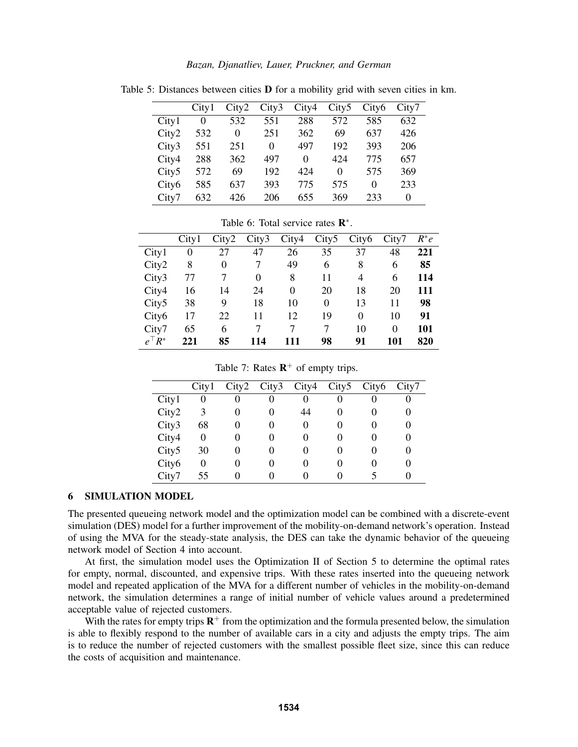Table 5: Distances between cities $\mathbf{D}$ for a mobility grid with seven cities in km.

| | City1 | City2 | City3 | City4 | City5 | City6 | City7 |
|---|---|---|---|---|---|---|---|
| City1 | 0 | 532 | 551 | 288 | 572 | 585 | 632 |
| City2 | 532 | 0 | 251 | 362 | 69 | 637 | 426 |
| City3 | 551 | 251 | 0 | 497 | 192 | 393 | 206 |
| City4 | 288 | 362 | 497 | 0 | 424 | 775 | 657 |
| City5 | 572 | 69 | 192 | 424 | 0 | 575 | 369 |
| City6 | 585 | 637 | 393 | 775 | 575 | 0 | 233 |
| City7 | 632 | 426 | 206 | 655 | 369 | 233 | 0 |

Table 6: Total service rates $\mathbf{R}^{*}$.

| | City1 | City2 | City3 | City4 | City5 | City6 | City7 | $R^{*}e$ |
|---|---|---|---|---|---|---|---|---|
| City1 | 0 | 27 | 47 | 26 | 35 | 37 | 48 | **221** |
| City2 | 8 | 0 | 7 | 49 | 6 | 8 | 6 | **85** |
| City3 | 77 | 7 | 0 | 8 | 11 | 4 | 6 | **114** |
| City4 | 16 | 14 | 24 | 0 | 20 | 18 | 20 | **111** |
| City5 | 38 | 9 | 18 | 10 | 0 | 13 | 11 | **98** |
| City6 | 17 | 22 | 11 | 12 | 19 | 0 | 10 | **91** |
| City7 | 65 | 6 | 7 | 7 | 7 | 10 | 0 | **101** |
| $e^{\top}R^{*}$ | **221** | **85** | **114** | **111** | **98** | **91** | **101** | **820** |

Table 7: Rates $\mathbf{R}^{+}$ of empty trips.

| | City1 | City2 | City3 | City4 | City5 | City6 | City7 |
|---|---|---|---|---|---|---|---|
| City1 | 0 | 0 | 0 | 0 | 0 | 0 | 0 |
| City2 | 3 | 0 | 0 | 44 | 0 | 0 | 0 |
| City3 | 68 | 0 | 0 | 0 | 0 | 0 | 0 |
| City4 | 0 | 0 | 0 | 0 | 0 | 0 | 0 |
| City5 | 30 | 0 | 0 | 0 | 0 | 0 | 0 |
| City6 | 0 | 0 | 0 | 0 | 0 | 0 | 0 |
| City7 | 55 | 0 | 0 | 0 | 0 | 5 | 0 |

## 6 SIMULATION MODEL

The presented queueing network model and the optimization model can be combined with a discrete-event simulation (DES) model for a further improvement of the mobility-on-demand network's operation. Instead of using the MVA for the steady-state analysis, the DES can take the dynamic behavior of the queueing network model of Section 4 into account.

At first, the simulation model uses the Optimization II of Section 5 to determine the optimal rates for empty, normal, discounted, and expensive trips. With these rates inserted into the queueing network model and repeated application of the MVA for a different number of vehicles in the mobility-on-demand network, the simulation determines a range of initial number of vehicle values around a predetermined acceptable value of rejected customers.

With the rates for empty trips $\mathbf{R}^{+}$ from the optimization and the formula presented below, the simulation is able to flexibly respond to the number of available cars in a city and adjusts the empty trips. The aim is to reduce the number of rejected customers with the smallest possible fleet size, since this can reduce the costs of acquisition and maintenance.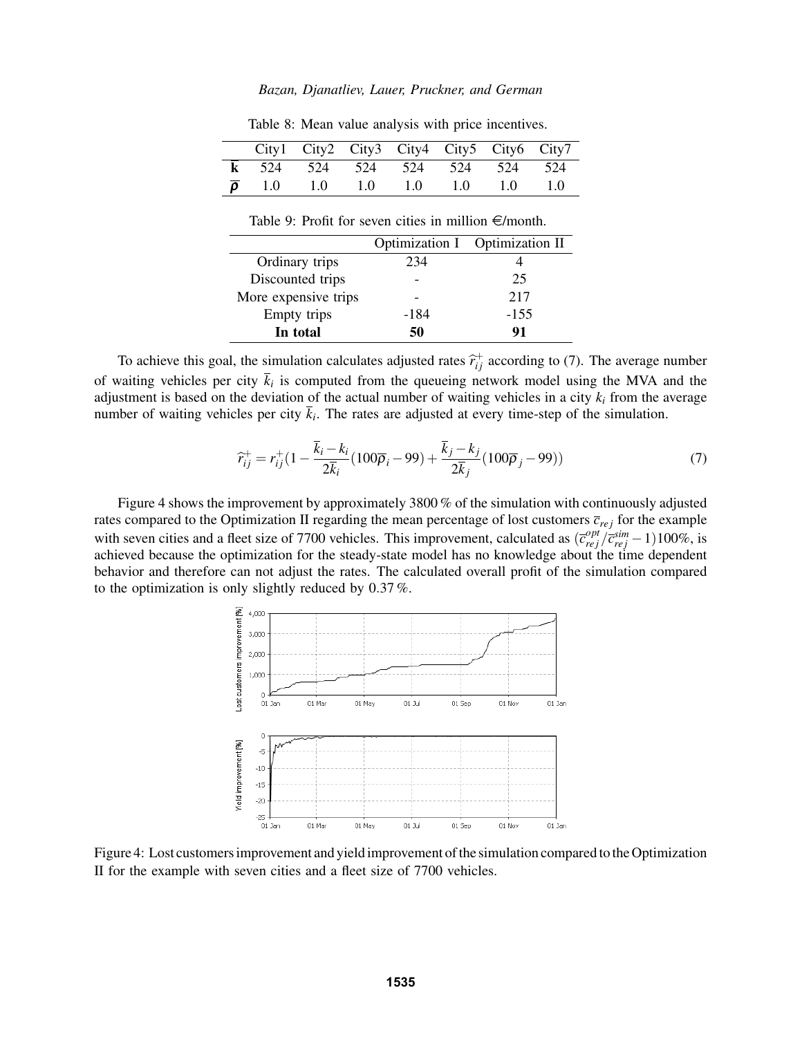Table 8: Mean value analysis with price incentives.

| | City1 | City2 | City3 | City4 | City5 | City6 | City7 |
|---|---|---|---|---|---|---|---|
| $\overline{\mathbf{k}}$ | 524 | 524 | 524 | 524 | 524 | 524 | 524 |
| $\overline{\rho}$ | 1.0 | 1.0 | 1.0 | 1.0 | 1.0 | 1.0 | 1.0 |

Table 9: Profit for seven cities in million €/month.

| | Optimization I | Optimization II |
|---|---|---|
| Ordinary trips | 234 | 4 |
| Discounted trips | - | 25 |
| More expensive trips | - | 217 |
| Empty trips | -184 | -155 |
| **In total** | **50** | **91** |

To achieve this goal, the simulation calculates adjusted rates $\widehat{r}_{ij}^{+}$ according to (7). The average number of waiting vehicles per city $\overline{k}_i$ is computed from the queueing network model using the MVA and the adjustment is based on the deviation of the actual number of waiting vehicles in a city $k_i$ from the average number of waiting vehicles per city $\overline{k}_i$. The rates are adjusted at every time-step of the simulation.

$$\widehat{r}_{ij}^{+} = r_{ij}^{+}\left(1 - \frac{\overline{k}_i - k_i}{2\overline{k}_i}(100\overline{\rho}_i - 99) + \frac{\overline{k}_j - k_j}{2\overline{k}_j}(100\overline{\rho}_j - 99)\right) \tag{7}$$

Figure 4 shows the improvement by approximately 3800 % of the simulation with continuously adjusted rates compared to the Optimization II regarding the mean percentage of lost customers $\overline{c}_{rej}$ for the example with seven cities and a fleet size of 7700 vehicles. This improvement, calculated as $(\overline{c}_{rej}^{opt}/\overline{c}_{rej}^{sim} - 1)100\%$, is achieved because the optimization for the steady-state model has no knowledge about the time dependent behavior and therefore can not adjust the rates. The calculated overall profit of the simulation compared to the optimization is only slightly reduced by 0.37 %.

Figure 4: Lost customers improvement and yield improvement of the simulation compared to the Optimization II for the example with seven cities and a fleet size of 7700 vehicles.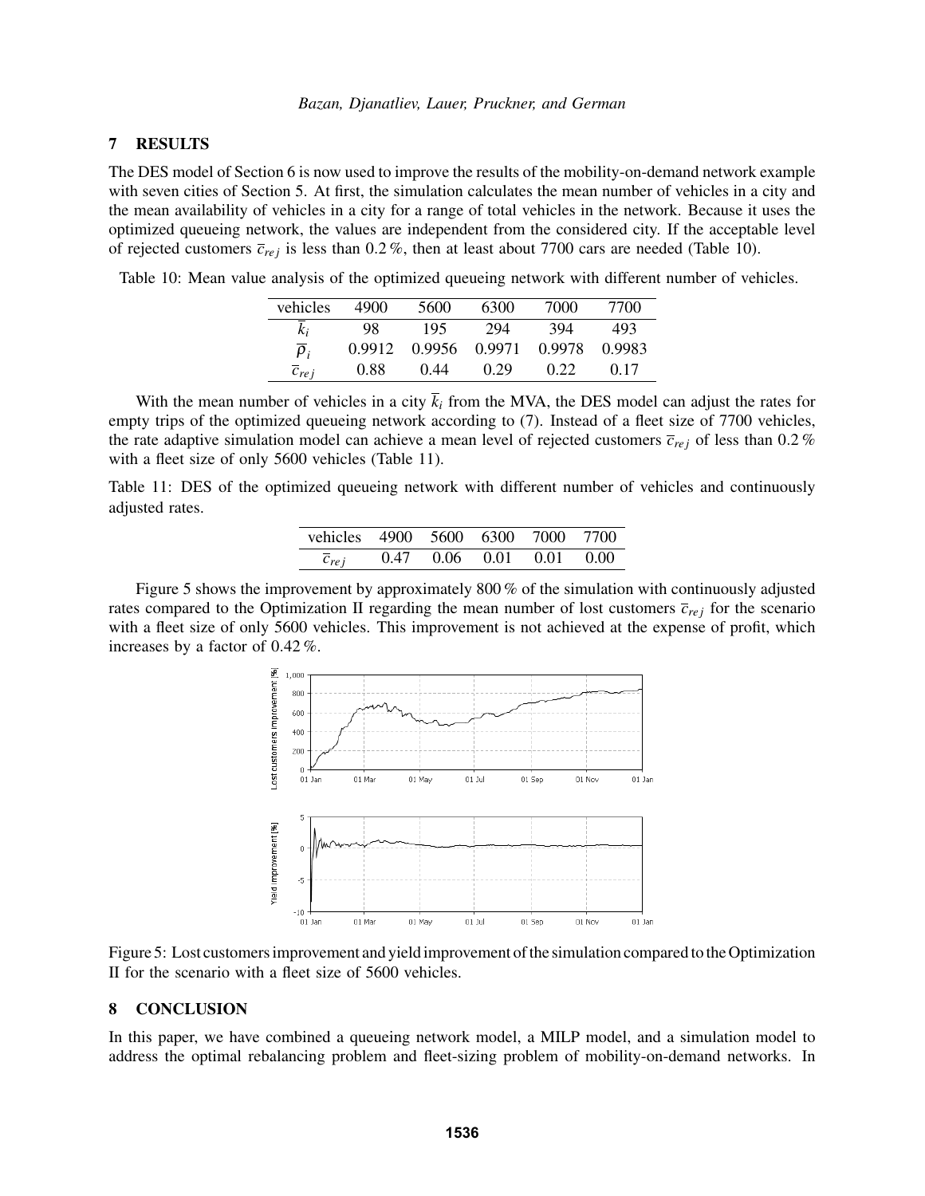## 7 RESULTS

The DES model of Section 6 is now used to improve the results of the mobility-on-demand network example with seven cities of Section 5. At first, the simulation calculates the mean number of vehicles in a city and the mean availability of vehicles in a city for a range of total vehicles in the network. Because it uses the optimized queueing network, the values are independent from the considered city. If the acceptable level of rejected customers $\overline{c}_{rej}$ is less than 0.2 %, then at least about 7700 cars are needed (Table 10).

Table 10: Mean value analysis of the optimized queueing network with different number of vehicles.

| vehicles | 4900 | 5600 | 6300 | 7000 | 7700 |
|---|---|---|---|---|---|
| $\overline{k}_i$ | 98 | 195 | 294 | 394 | 493 |
| $\overline{\rho}_i$ | 0.9912 | 0.9956 | 0.9971 | 0.9978 | 0.9983 |
| $\overline{c}_{rej}$ | 0.88 | 0.44 | 0.29 | 0.22 | 0.17 |

With the mean number of vehicles in a city $\overline{k}_i$ from the MVA, the DES model can adjust the rates for empty trips of the optimized queueing network according to (7). Instead of a fleet size of 7700 vehicles, the rate adaptive simulation model can achieve a mean level of rejected customers $\overline{c}_{rej}$ of less than 0.2 % with a fleet size of only 5600 vehicles (Table 11).

Table 11: DES of the optimized queueing network with different number of vehicles and continuously adjusted rates.

| vehicles | 4900 | 5600 | 6300 | 7000 | 7700 |
|---|---|---|---|---|---|
| $\overline{c}_{rej}$ | 0.47 | 0.06 | 0.01 | 0.01 | 0.00 |

Figure 5 shows the improvement by approximately 800 % of the simulation with continuously adjusted rates compared to the Optimization II regarding the mean number of lost customers $\overline{c}_{rej}$ for the scenario with a fleet size of only 5600 vehicles. This improvement is not achieved at the expense of profit, which increases by a factor of 0.42 %.

Figure 5: Lost customers improvement and yield improvement of the simulation compared to the Optimization II for the scenario with a fleet size of 5600 vehicles.

## 8 CONCLUSION

In this paper, we have combined a queueing network model, a MILP model, and a simulation model to address the optimal rebalancing problem and fleet-sizing problem of mobility-on-demand networks. In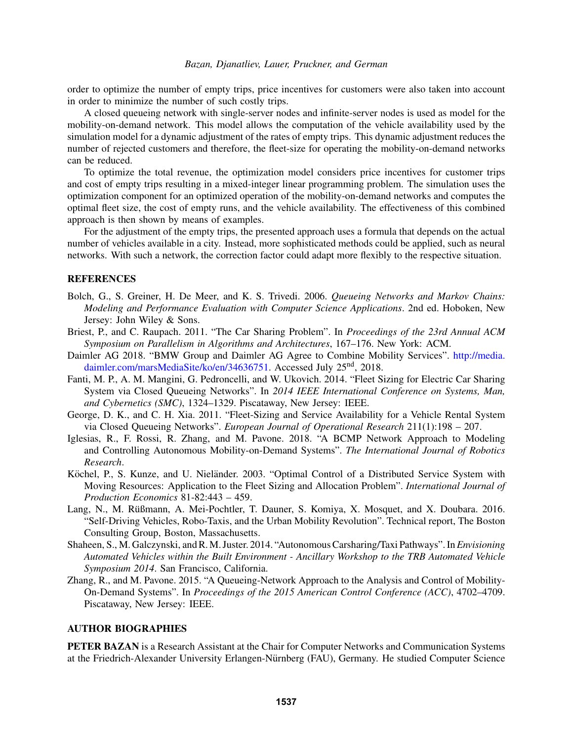order to optimize the number of empty trips, price incentives for customers were also taken into account in order to minimize the number of such costly trips.

A closed queueing network with single-server nodes and infinite-server nodes is used as model for the mobility-on-demand network. This model allows the computation of the vehicle availability used by the simulation model for a dynamic adjustment of the rates of empty trips. This dynamic adjustment reduces the number of rejected customers and therefore, the fleet-size for operating the mobility-on-demand networks can be reduced.

To optimize the total revenue, the optimization model considers price incentives for customer trips and cost of empty trips resulting in a mixed-integer linear programming problem. The simulation uses the optimization component for an optimized operation of the mobility-on-demand networks and computes the optimal fleet size, the cost of empty runs, and the vehicle availability. The effectiveness of this combined approach is then shown by means of examples.

For the adjustment of the empty trips, the presented approach uses a formula that depends on the actual number of vehicles available in a city. Instead, more sophisticated methods could be applied, such as neural networks. With such a network, the correction factor could adapt more flexibly to the respective situation.

## REFERENCES

Bolch, G., S. Greiner, H. De Meer, and K. S. Trivedi. 2006. *Queueing Networks and Markov Chains: Modeling and Performance Evaluation with Computer Science Applications*. 2nd ed. Hoboken, New Jersey: John Wiley & Sons.

Briest, P., and C. Raupach. 2011. "The Car Sharing Problem". In *Proceedings of the 23rd Annual ACM Symposium on Parallelism in Algorithms and Architectures*, 167–176. New York: ACM.

Daimler AG 2018. "BMW Group and Daimler AG Agree to Combine Mobility Services". http://media.daimler.com/marsMediaSite/ko/en/34636751. Accessed July 25nd, 2018.

Fanti, M. P., A. M. Mangini, G. Pedroncelli, and W. Ukovich. 2014. "Fleet Sizing for Electric Car Sharing System via Closed Queueing Networks". In *2014 IEEE International Conference on Systems, Man, and Cybernetics (SMC)*, 1324–1329. Piscataway, New Jersey: IEEE.

George, D. K., and C. H. Xia. 2011. "Fleet-Sizing and Service Availability for a Vehicle Rental System via Closed Queueing Networks". *European Journal of Operational Research* 211(1):198 – 207.

Iglesias, R., F. Rossi, R. Zhang, and M. Pavone. 2018. "A BCMP Network Approach to Modeling and Controlling Autonomous Mobility-on-Demand Systems". *The International Journal of Robotics Research*.

Köchel, P., S. Kunze, and U. Nieländer. 2003. "Optimal Control of a Distributed Service System with Moving Resources: Application to the Fleet Sizing and Allocation Problem". *International Journal of Production Economics* 81-82:443 – 459.

Lang, N., M. Rüßmann, A. Mei-Pochtler, T. Dauner, S. Komiya, X. Mosquet, and X. Doubara. 2016. "Self-Driving Vehicles, Robo-Taxis, and the Urban Mobility Revolution". Technical report, The Boston Consulting Group, Boston, Massachusetts.

Shaheen, S., M. Galczynski, and R. M. Juster. 2014. "Autonomous Carsharing/Taxi Pathways". In *Envisioning Automated Vehicles within the Built Environment - Ancillary Workshop to the TRB Automated Vehicle Symposium 2014*. San Francisco, California.

Zhang, R., and M. Pavone. 2015. "A Queueing-Network Approach to the Analysis and Control of Mobility-On-Demand Systems". In *Proceedings of the 2015 American Control Conference (ACC)*, 4702–4709. Piscataway, New Jersey: IEEE.

## AUTHOR BIOGRAPHIES

**PETER BAZAN** is a Research Assistant at the Chair for Computer Networks and Communication Systems at the Friedrich-Alexander University Erlangen-Nürnberg (FAU), Germany. He studied Computer Science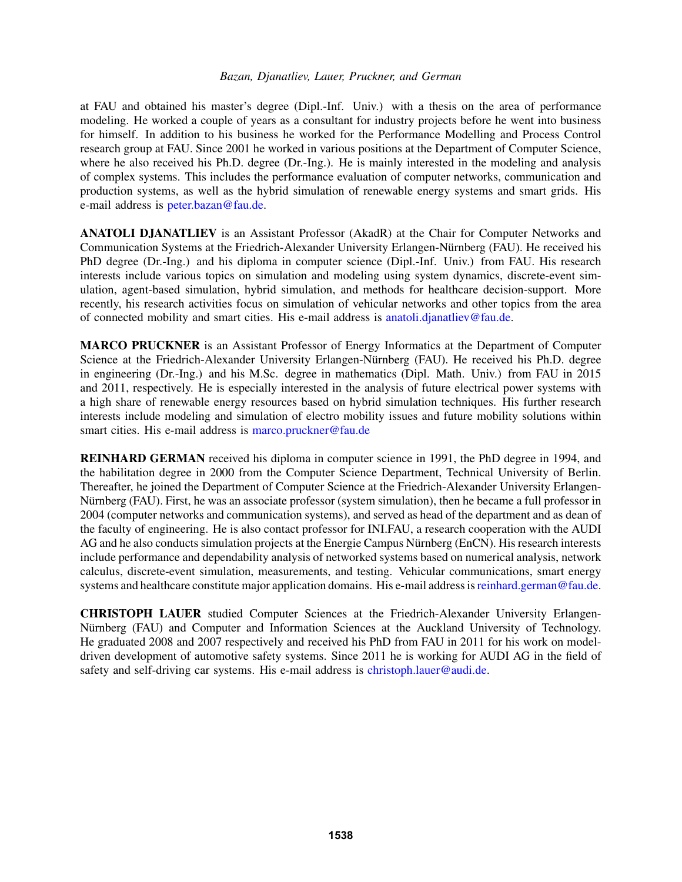at FAU and obtained his master's degree (Dipl.-Inf. Univ.) with a thesis on the area of performance modeling. He worked a couple of years as a consultant for industry projects before he went into business for himself. In addition to his business he worked for the Performance Modelling and Process Control research group at FAU. Since 2001 he worked in various positions at the Department of Computer Science, where he also received his Ph.D. degree (Dr.-Ing.). He is mainly interested in the modeling and analysis of complex systems. This includes the performance evaluation of computer networks, communication and production systems, as well as the hybrid simulation of renewable energy systems and smart grids. His e-mail address is peter.bazan@fau.de.

**ANATOLI DJANATLIEV** is an Assistant Professor (AkadR) at the Chair for Computer Networks and Communication Systems at the Friedrich-Alexander University Erlangen-Nürnberg (FAU). He received his PhD degree (Dr.-Ing.) and his diploma in computer science (Dipl.-Inf. Univ.) from FAU. His research interests include various topics on simulation and modeling using system dynamics, discrete-event simulation, agent-based simulation, hybrid simulation, and methods for healthcare decision-support. More recently, his research activities focus on simulation of vehicular networks and other topics from the area of connected mobility and smart cities. His e-mail address is anatoli.djanatliev@fau.de.

**MARCO PRUCKNER** is an Assistant Professor of Energy Informatics at the Department of Computer Science at the Friedrich-Alexander University Erlangen-Nürnberg (FAU). He received his Ph.D. degree in engineering (Dr.-Ing.) and his M.Sc. degree in mathematics (Dipl. Math. Univ.) from FAU in 2015 and 2011, respectively. He is especially interested in the analysis of future electrical power systems with a high share of renewable energy resources based on hybrid simulation techniques. His further research interests include modeling and simulation of electro mobility issues and future mobility solutions within smart cities. His e-mail address is marco.pruckner@fau.de

**REINHARD GERMAN** received his diploma in computer science in 1991, the PhD degree in 1994, and the habilitation degree in 2000 from the Computer Science Department, Technical University of Berlin. Thereafter, he joined the Department of Computer Science at the Friedrich-Alexander University Erlangen-Nürnberg (FAU). First, he was an associate professor (system simulation), then he became a full professor in 2004 (computer networks and communication systems), and served as head of the department and as dean of the faculty of engineering. He is also contact professor for INI.FAU, a research cooperation with the AUDI AG and he also conducts simulation projects at the Energie Campus Nürnberg (EnCN). His research interests include performance and dependability analysis of networked systems based on numerical analysis, network calculus, discrete-event simulation, measurements, and testing. Vehicular communications, smart energy systems and healthcare constitute major application domains. His e-mail address is reinhard.german@fau.de.

**CHRISTOPH LAUER** studied Computer Sciences at the Friedrich-Alexander University Erlangen-Nürnberg (FAU) and Computer and Information Sciences at the Auckland University of Technology. He graduated 2008 and 2007 respectively and received his PhD from FAU in 2011 for his work on model-driven development of automotive safety systems. Since 2011 he is working for AUDI AG in the field of safety and self-driving car systems. His e-mail address is christoph.lauer@audi.de.